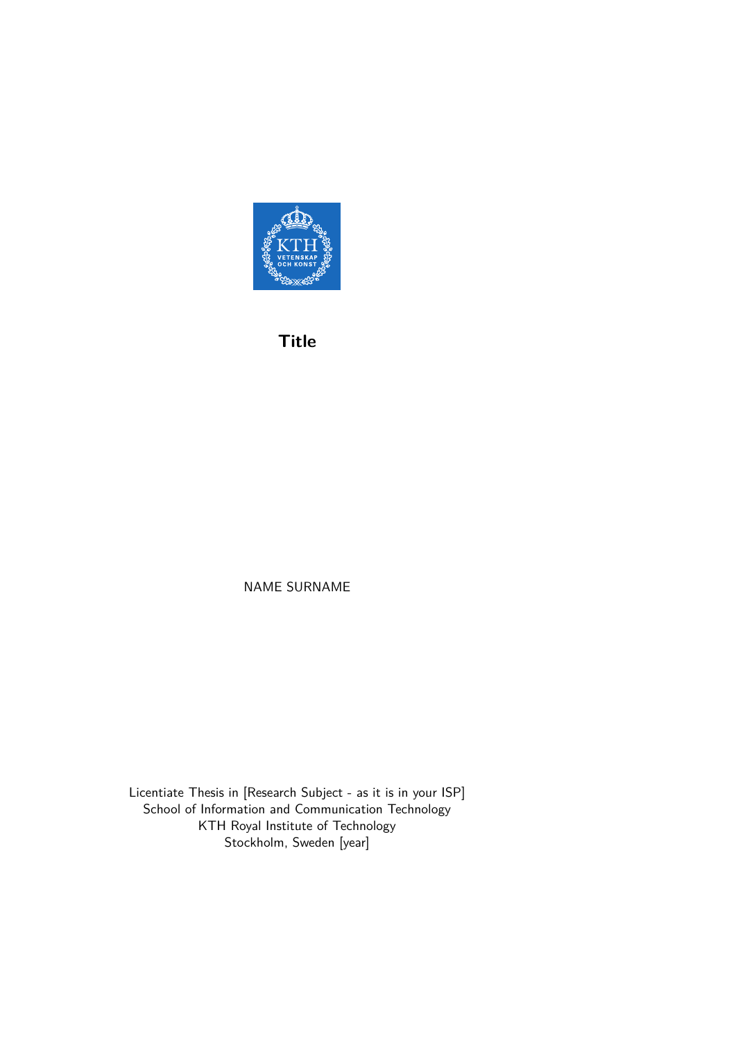**Title**

NAME SURNAME

Licentiate Thesis in [Research Subject - as it is in your ISP]
School of Information and Communication Technology
KTH Royal Institute of Technology
Stockholm, Sweden [year]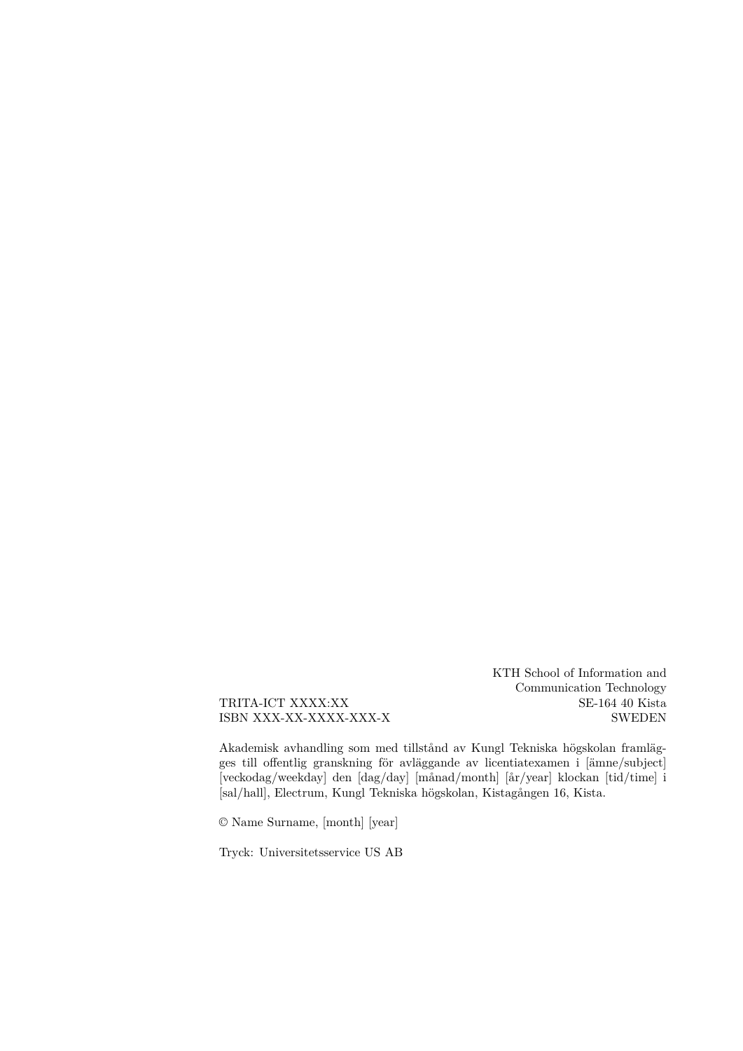TRITA-ICT XXXX:XX
ISBN XXX-XX-XXXX-XXX-X

KTH School of Information and
Communication Technology
SE-164 40 Kista
SWEDEN

Akademisk avhandling som med tillstånd av Kungl Tekniska högskolan framläg-ges till offentlig granskning för avläggande av licentiatexamen i [ämne/subject] [veckodag/weekday] den [dag/day] [månad/month] [år/year] klockan [tid/time] i [sal/hall], Electrum, Kungl Tekniska högskolan, Kistagången 16, Kista.

© Name Surname, [month] [year]

Tryck: Universitetsservice US AB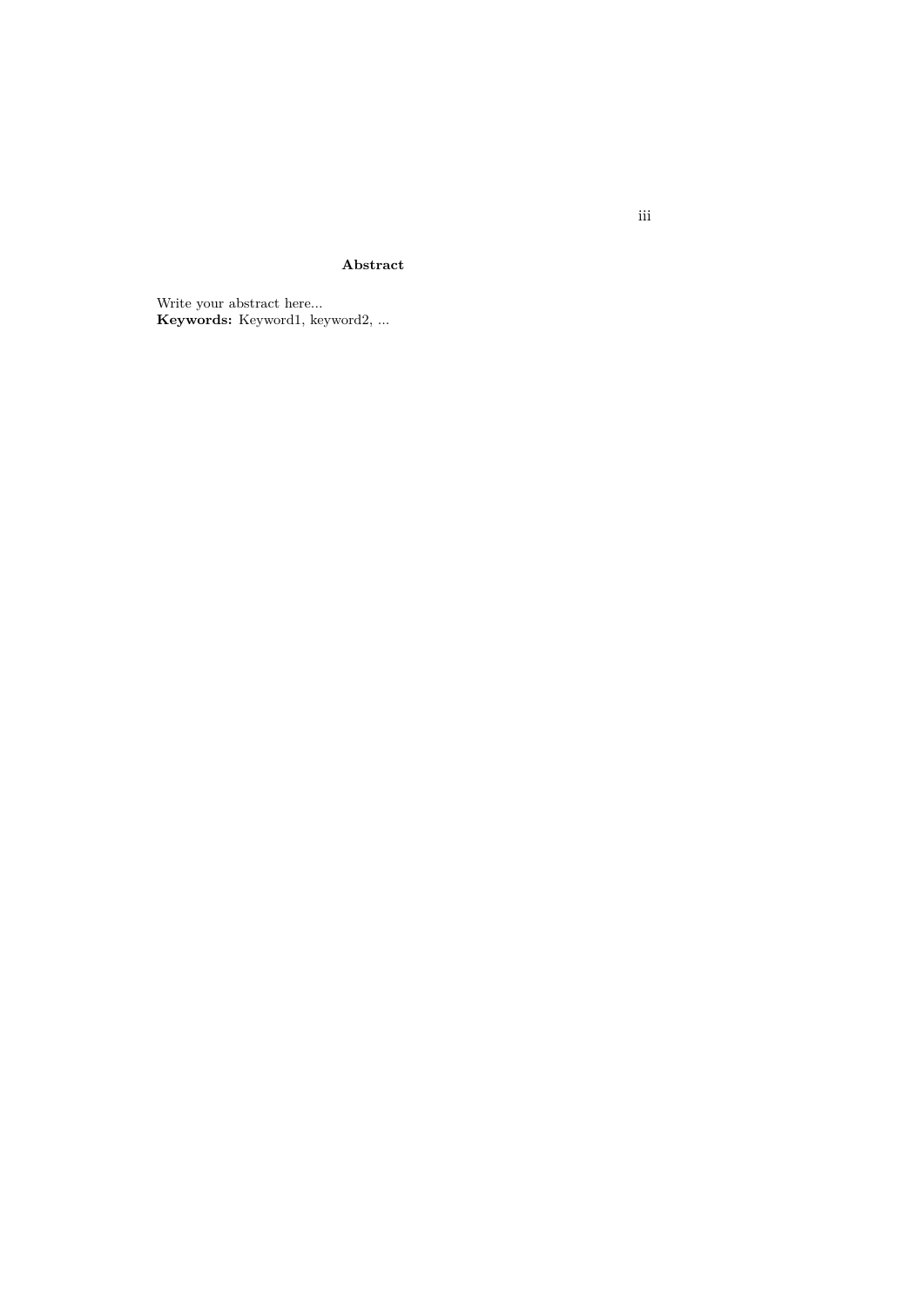**Abstract**

Write your abstract here...
**Keywords:** Keyword1, keyword2, ...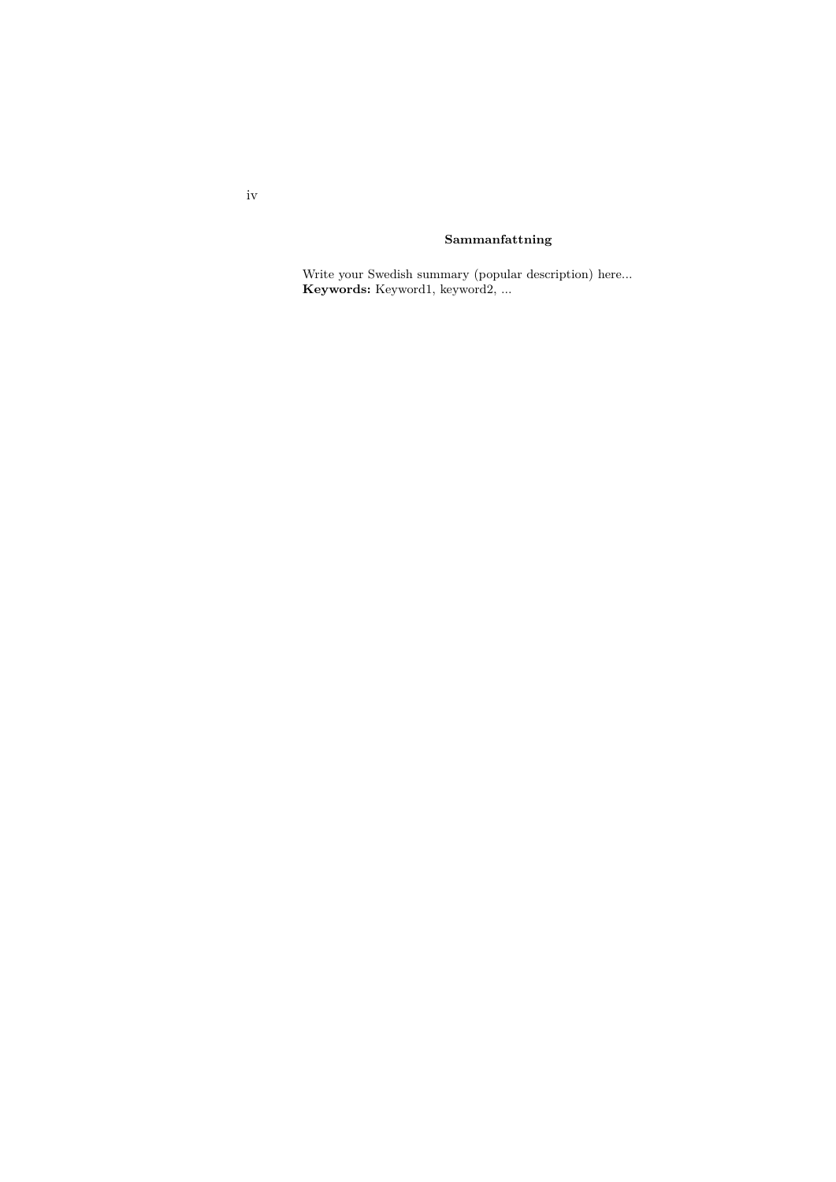## Sammanfattning

Write your Swedish summary (popular description) here...
**Keywords:** Keyword1, keyword2, ...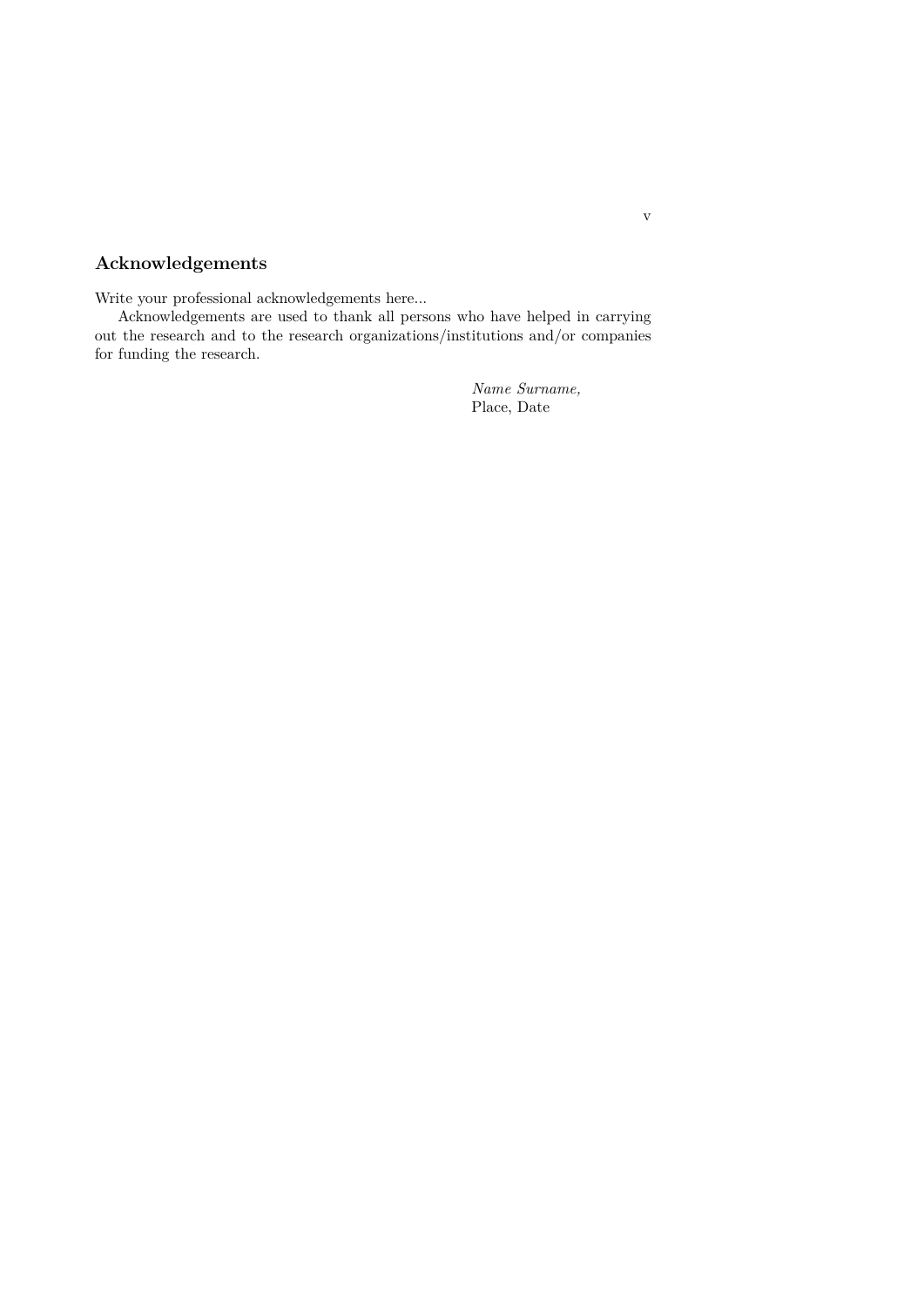## Acknowledgements

Write your professional acknowledgements here...

Acknowledgements are used to thank all persons who have helped in carrying out the research and to the research organizations/institutions and/or companies for funding the research.

*Name Surname,*
Place, Date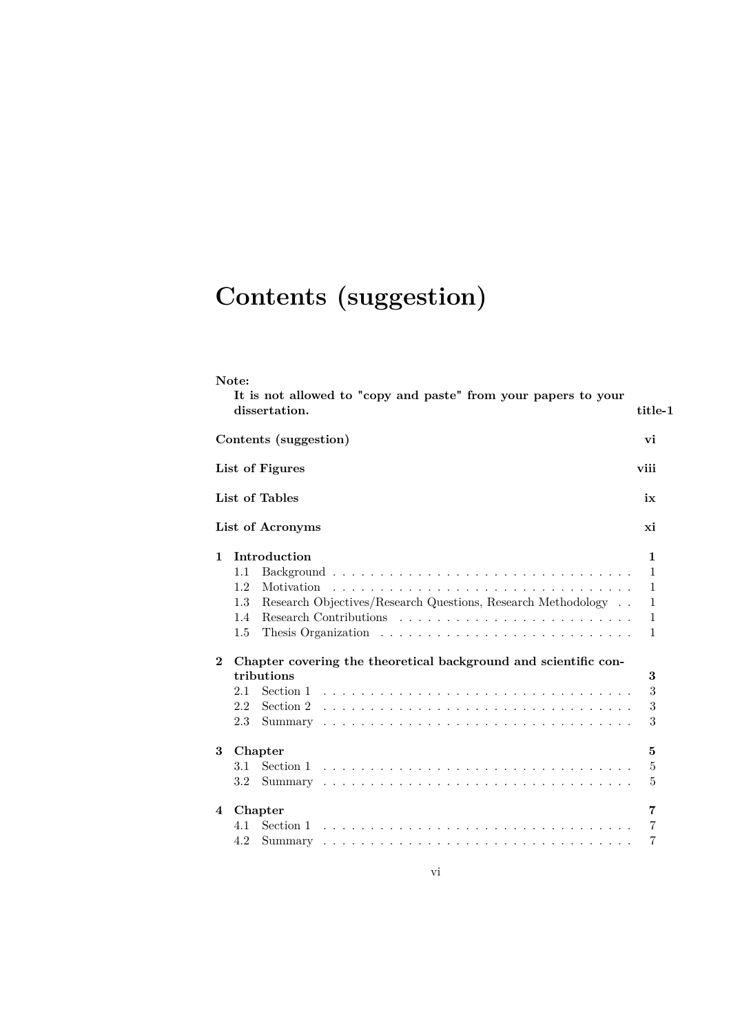# Contents (suggestion)

**Note:**
**It is not allowed to "copy and paste" from your papers to your dissertation.** **title-1**

**Contents (suggestion)** **vi**

**List of Figures** **viii**

**List of Tables** **ix**

**List of Acronyms** **xi**

**1 Introduction** **1**

- 1.1 Background . . . . . . . . . . . . . . . . . . . . . . . . . . . . . . . . 1
- 1.2 Motivation . . . . . . . . . . . . . . . . . . . . . . . . . . . . . . . . 1
- 1.3 Research Objectives/Research Questions, Research Methodology . . 1
- 1.4 Research Contributions . . . . . . . . . . . . . . . . . . . . . . . . . 1
- 1.5 Thesis Organization . . . . . . . . . . . . . . . . . . . . . . . . . . . 1

**2 Chapter covering the theoretical background and scientific contributions** **3**

- 2.1 Section 1 . . . . . . . . . . . . . . . . . . . . . . . . . . . . . . . . . 3
- 2.2 Section 2 . . . . . . . . . . . . . . . . . . . . . . . . . . . . . . . . . 3
- 2.3 Summary . . . . . . . . . . . . . . . . . . . . . . . . . . . . . . . . . 3

**3 Chapter** **5**

- 3.1 Section 1 . . . . . . . . . . . . . . . . . . . . . . . . . . . . . . . . . 5
- 3.2 Summary . . . . . . . . . . . . . . . . . . . . . . . . . . . . . . . . . 5

**4 Chapter** **7**

- 4.1 Section 1 . . . . . . . . . . . . . . . . . . . . . . . . . . . . . . . . . 7
- 4.2 Summary . . . . . . . . . . . . . . . . . . . . . . . . . . . . . . . . . 7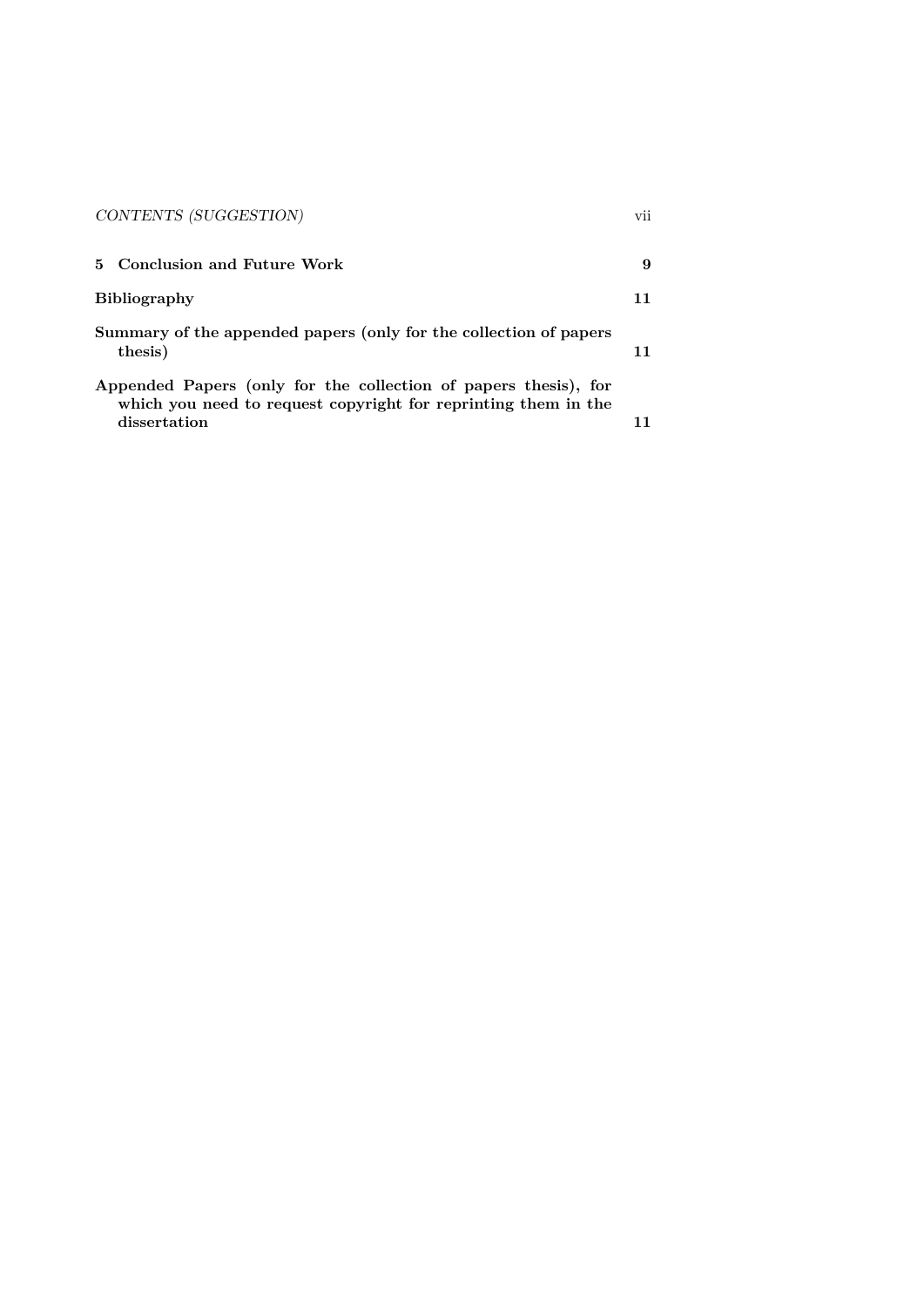**5 Conclusion and Future Work** **9**

**Bibliography** **11**

**Summary of the appended papers (only for the collection of papers thesis)** **11**

**Appended Papers (only for the collection of papers thesis), for which you need to request copyright for reprinting them in the dissertation** **11**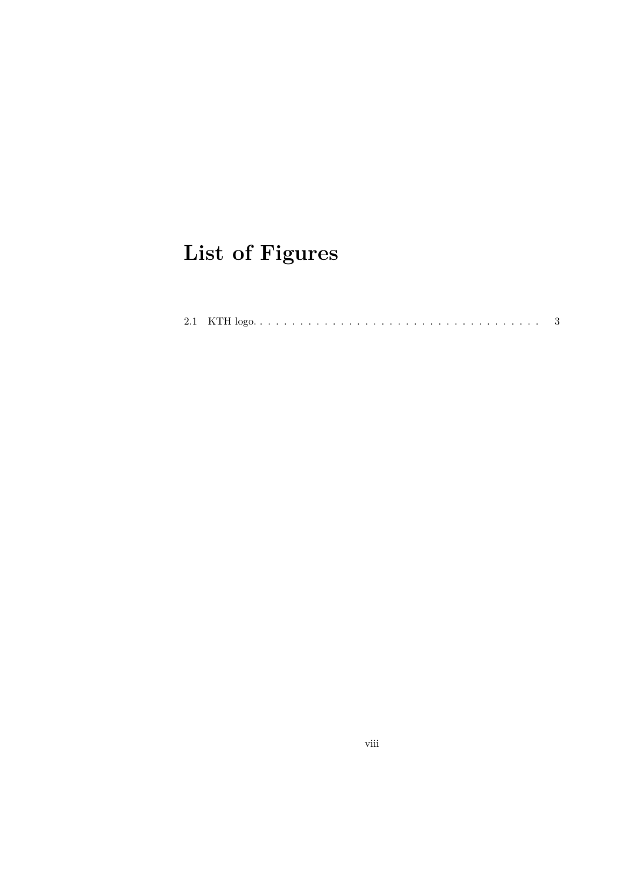# List of Figures

2.1 KTH logo. . . . . . . . . . . . . . . . . . . . . . . . . . . . . . . . . . . . 3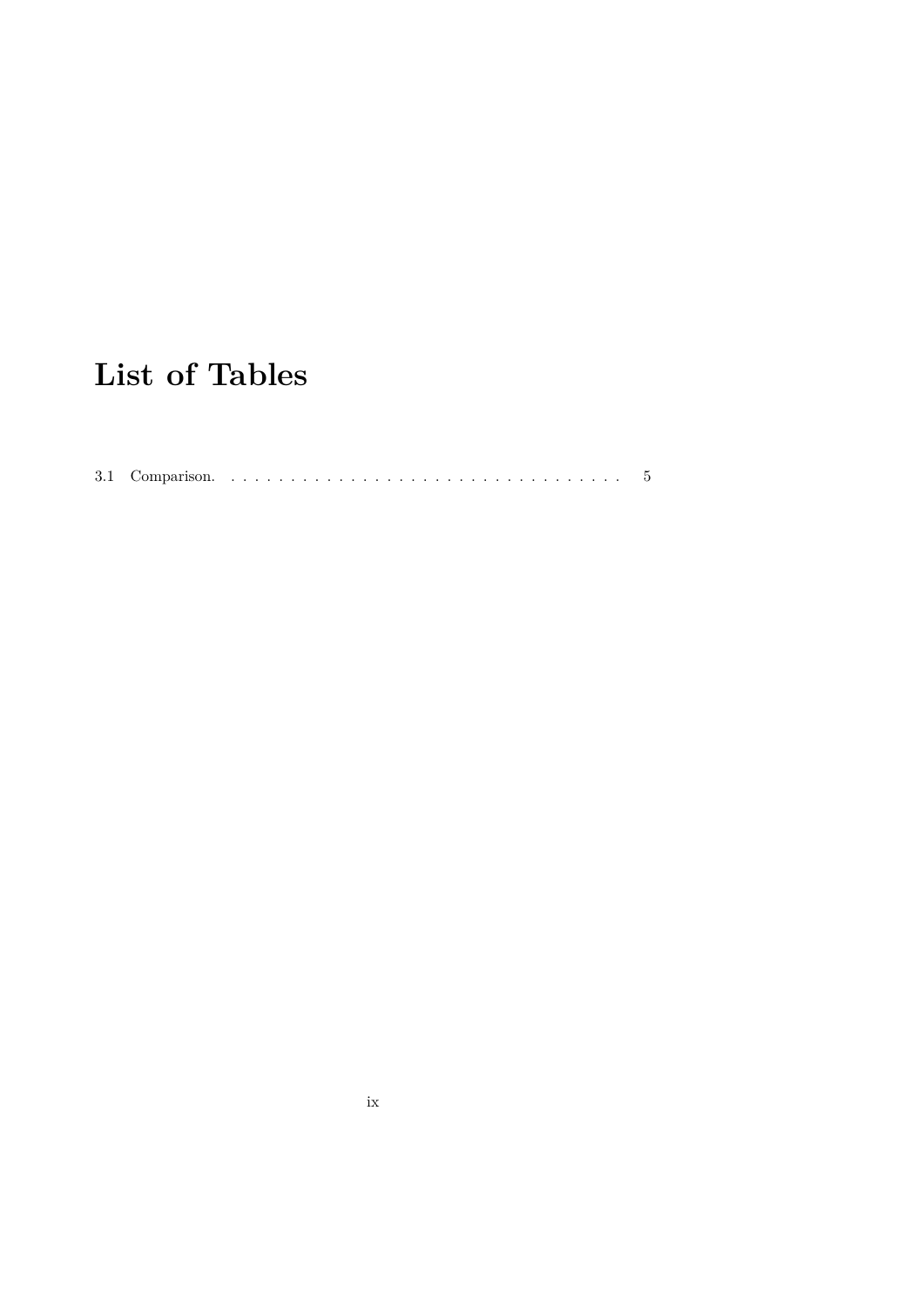# List of Tables

3.1 Comparison. . . . . . . . . . . . . . . . . . . . . . . . . . . . . . . . . . . 5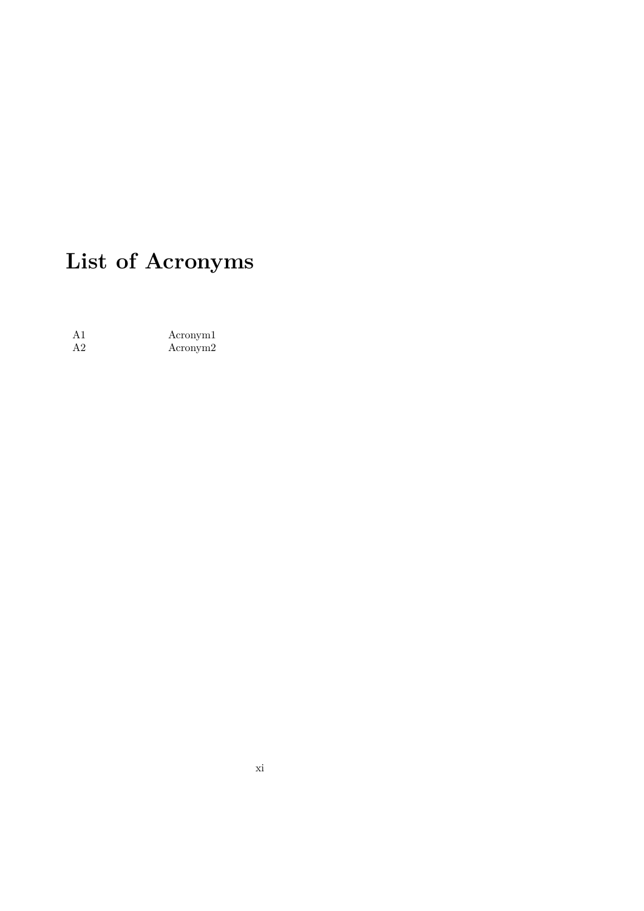# List of Acronyms

| | |
|---|---|
| A1 | Acronym1 |
| A2 | Acronym2 |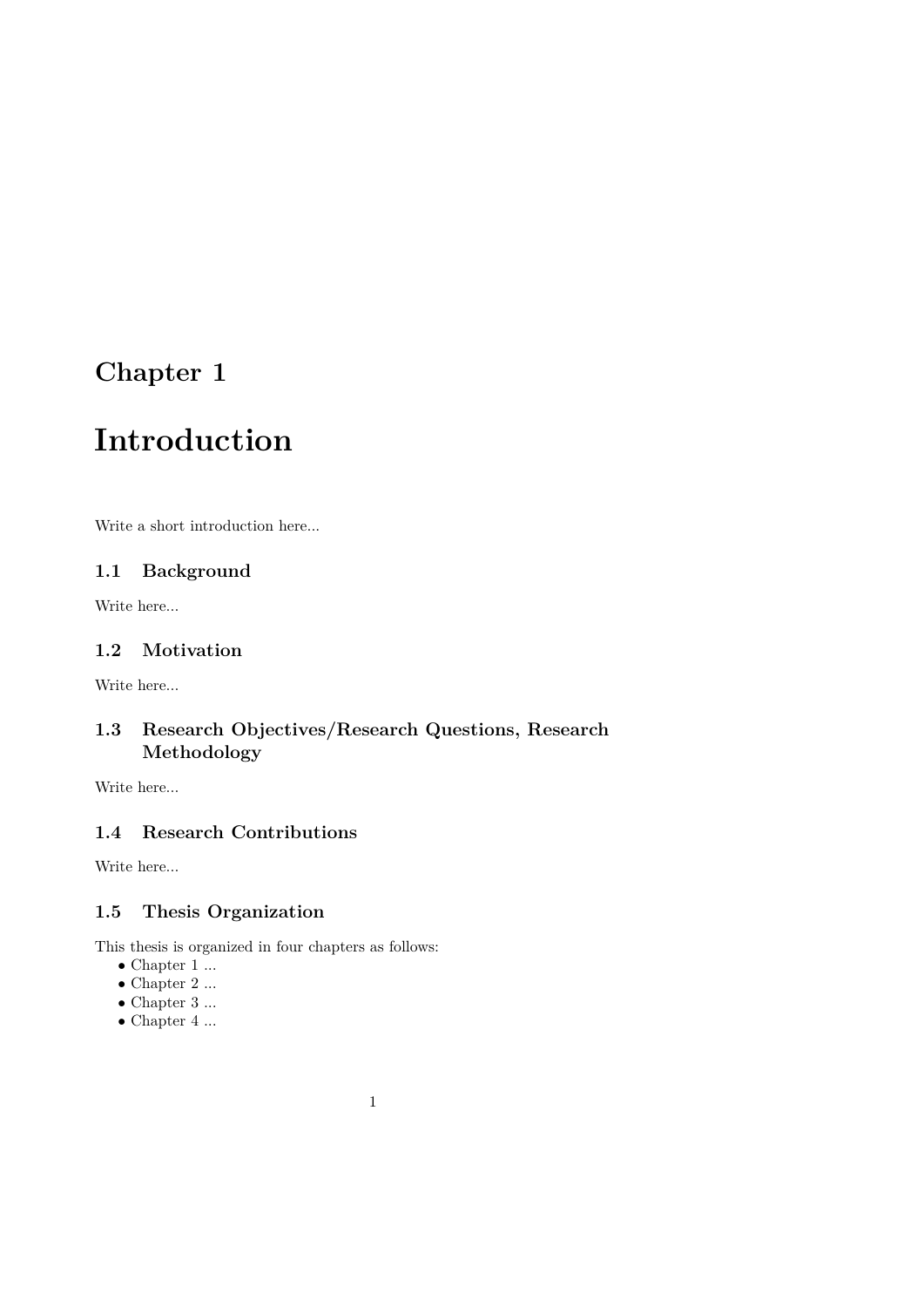# Chapter 1

# Introduction

Write a short introduction here...

## 1.1 Background

Write here...

## 1.2 Motivation

Write here...

## 1.3 Research Objectives/Research Questions, Research Methodology

Write here...

## 1.4 Research Contributions

Write here...

## 1.5 Thesis Organization

This thesis is organized in four chapters as follows:

- Chapter 1 ...
- Chapter 2 ...
- Chapter 3 ...
- Chapter 4 ...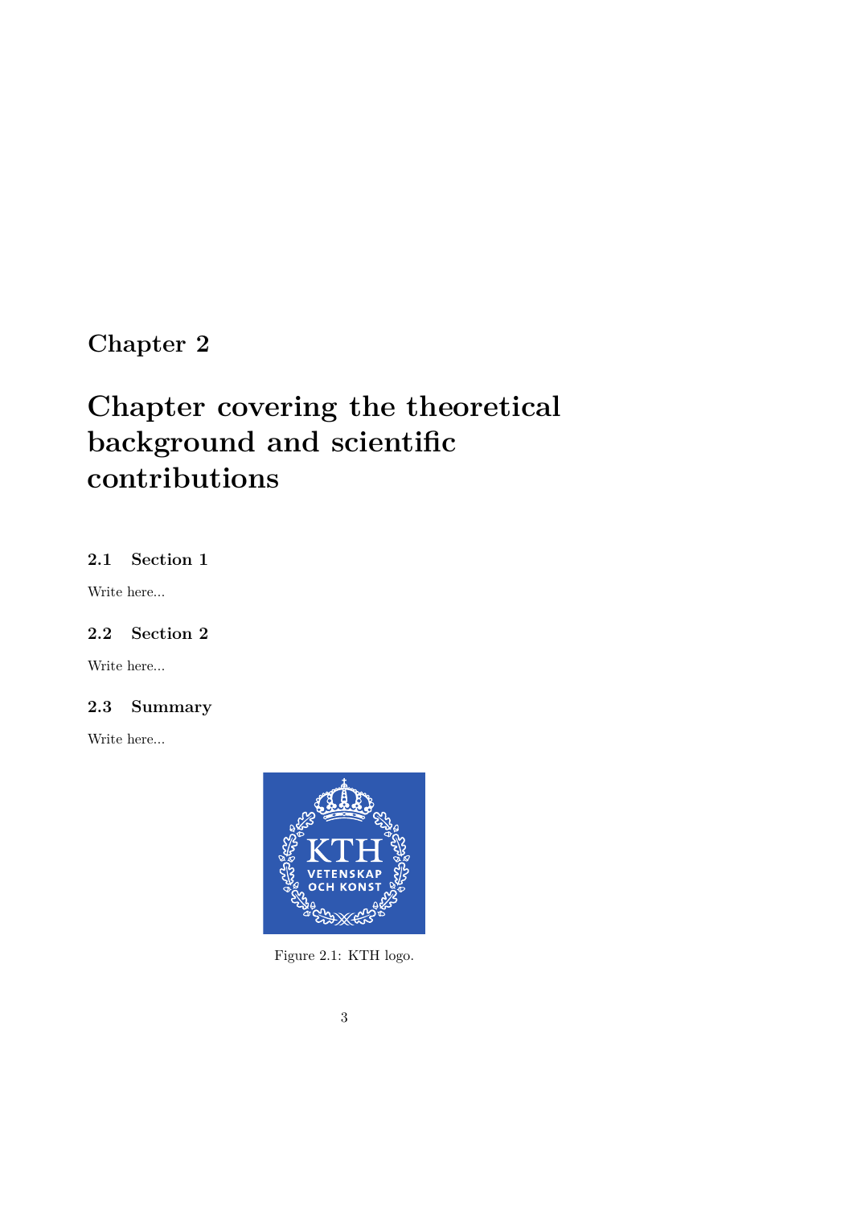# Chapter 2

# Chapter covering the theoretical background and scientific contributions

## 2.1 Section 1

Write here...

## 2.2 Section 2

Write here...

## 2.3 Summary

Write here...

Figure 2.1: KTH logo.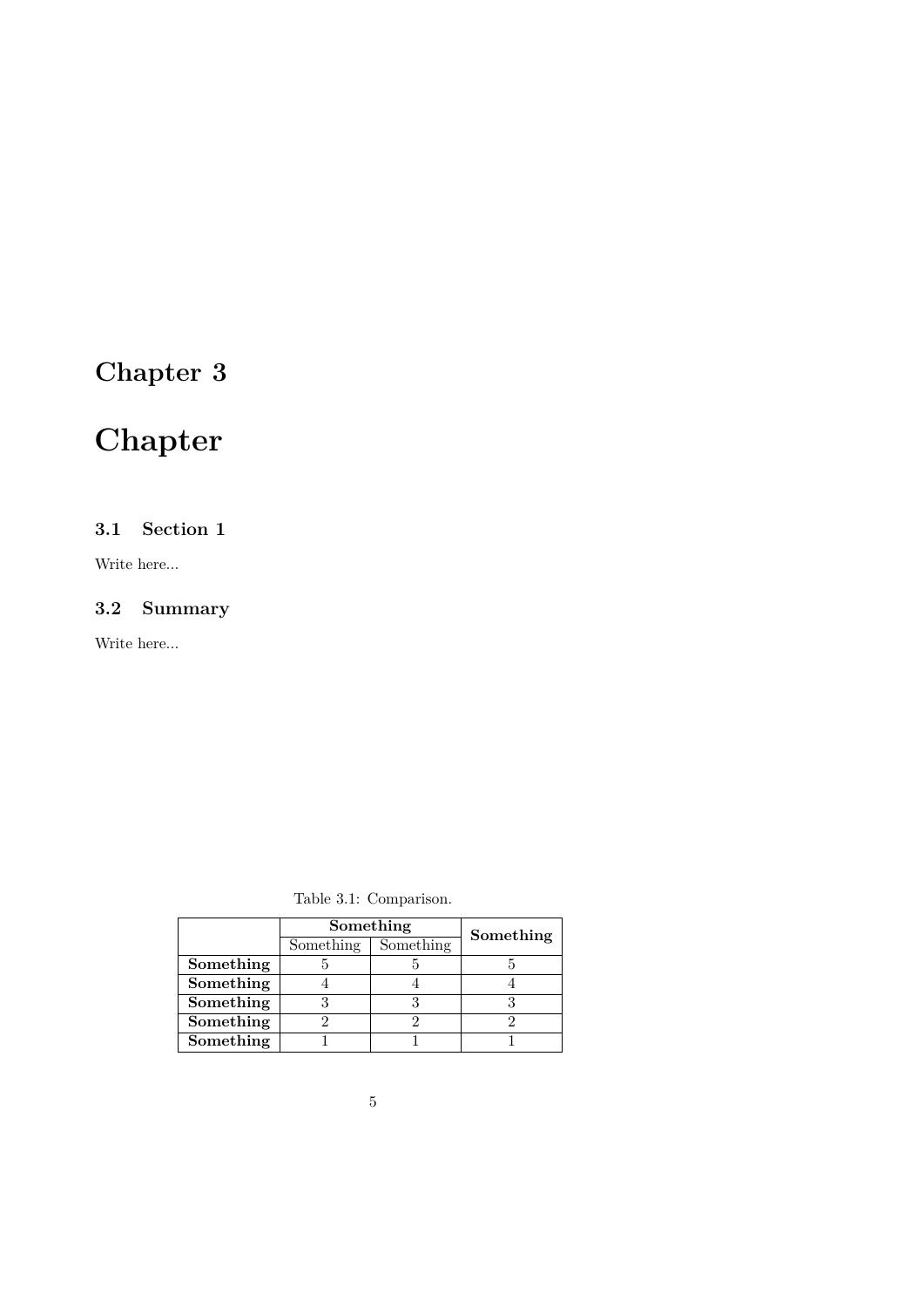# Chapter 3

# Chapter

## 3.1 Section 1

Write here...

## 3.2 Summary

Write here...

Table 3.1: Comparison.

| | **Something** | | **Something** |
|---|---|---|---|
| | Something | Something | |
| **Something** | 5 | 5 | 5 |
| **Something** | 4 | 4 | 4 |
| **Something** | 3 | 3 | 3 |
| **Something** | 2 | 2 | 2 |
| **Something** | 1 | 1 | 1 |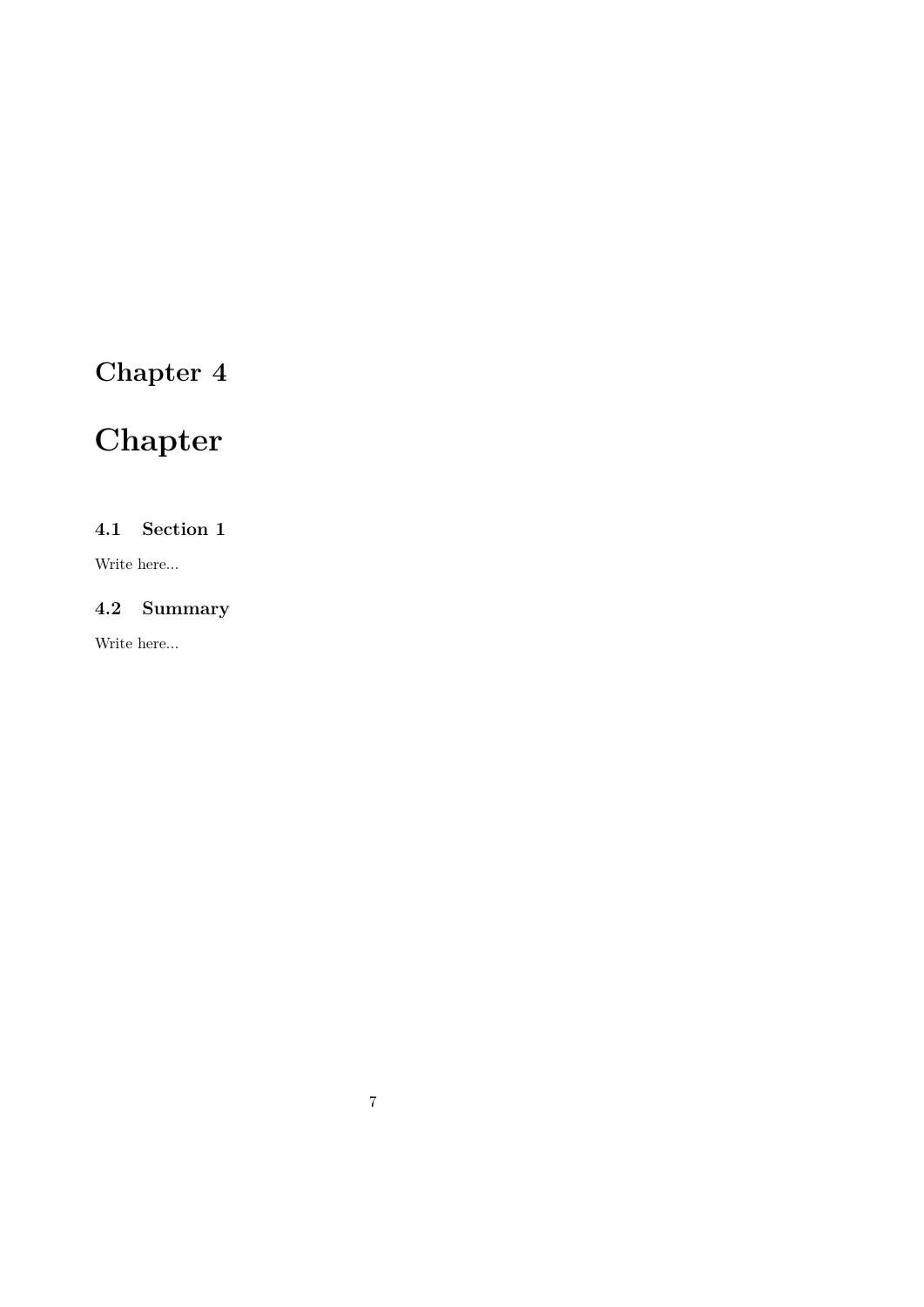# Chapter 4

# Chapter

## 4.1 Section 1

Write here...

## 4.2 Summary

Write here...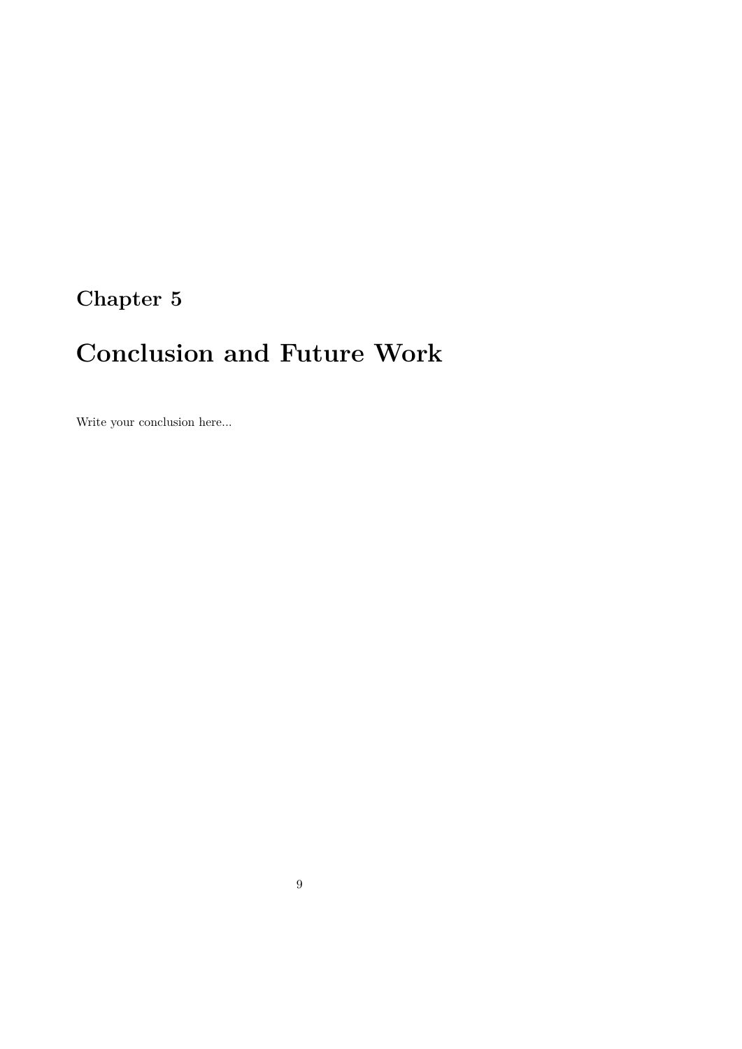# Chapter 5

# Conclusion and Future Work

Write your conclusion here...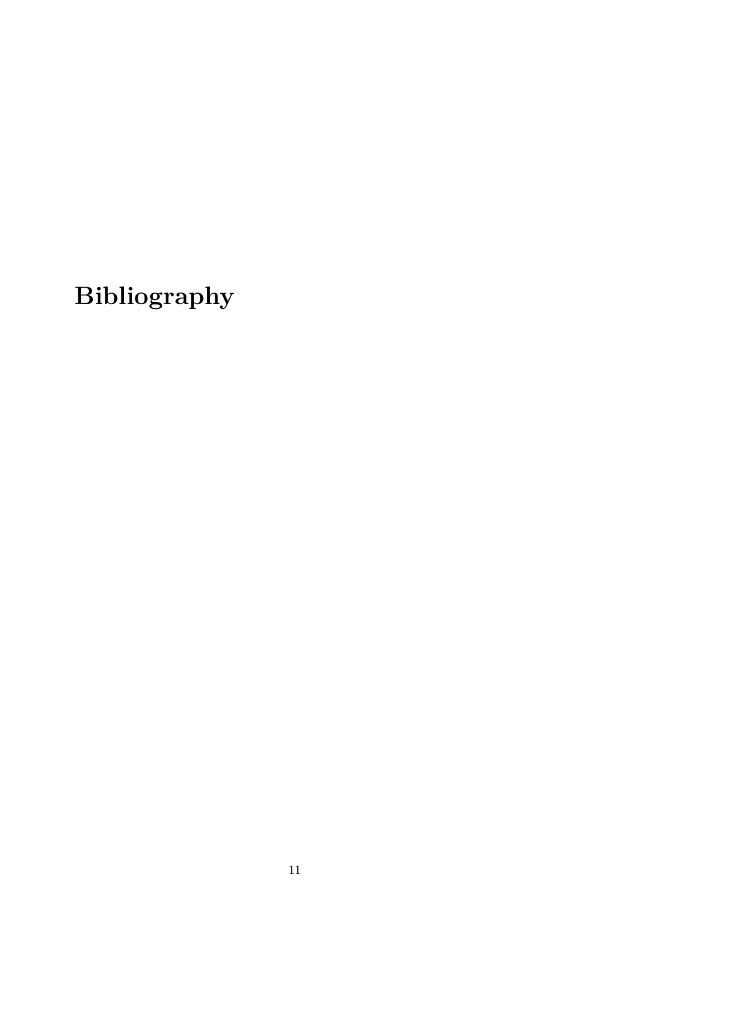# Bibliography